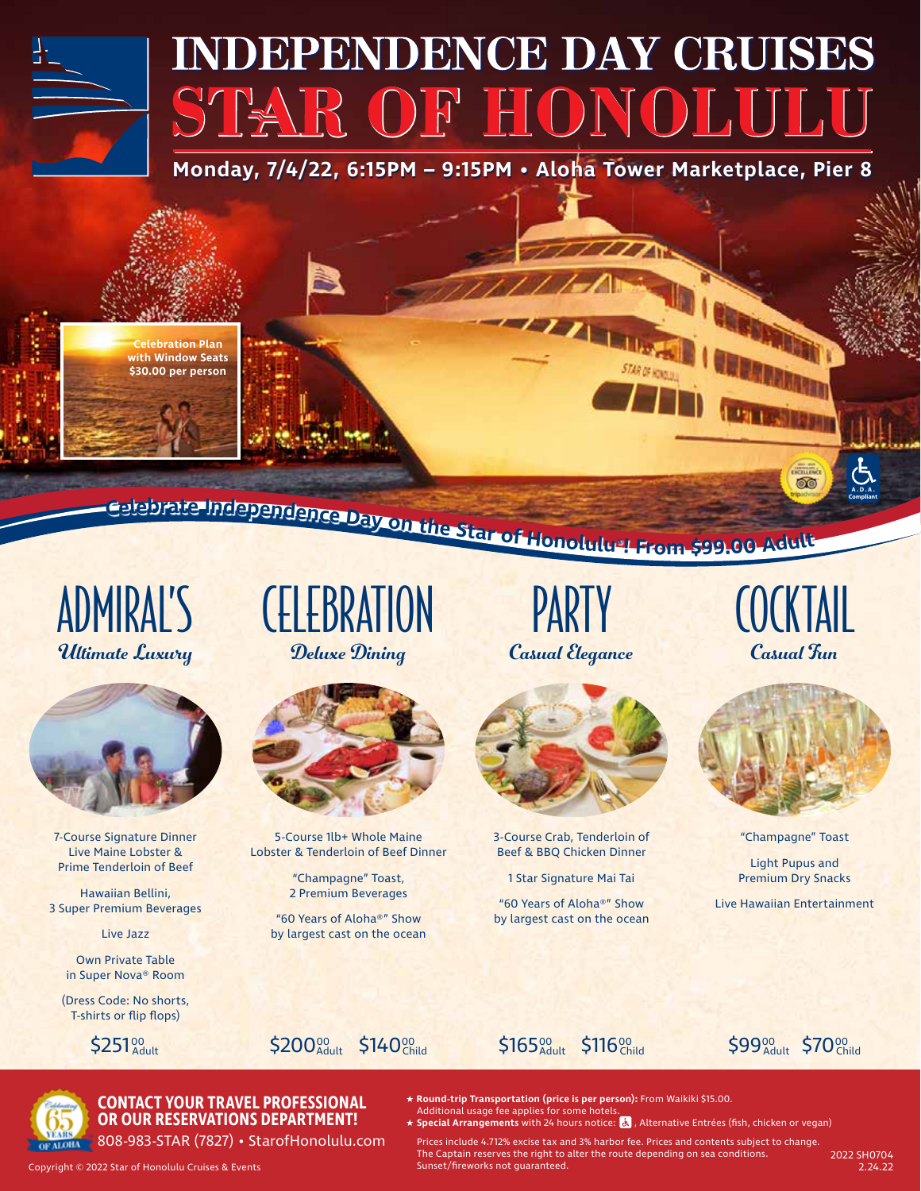# INDEPENDENCE DAY CRUISES

# STAR OF HONOLULU

**Monday, 7/4/22, 6:15PM – 9:15PM • Aloha Tower Marketplace, Pier 8**

**Celebration Plan with Window Seats $30.00 per person**

**Celebrate Independence Day on the Star of Honolulu®! From $99.00 Adult**

## ADMIRAL'S

*Ultimate Luxury*

7-Course Signature Dinner
Live Maine Lobster & Prime Tenderloin of Beef

Hawaiian Bellini, 3 Super Premium Beverages

Live Jazz

Own Private Table in Super Nova® Room

(Dress Code: No shorts, T-shirts or flip flops)

$251.00 Adult

## CELEBRATION

*Deluxe Dining*

5-Course 1lb+ Whole Maine Lobster & Tenderloin of Beef Dinner

"Champagne" Toast, 2 Premium Beverages

"60 Years of Aloha®" Show by largest cast on the ocean

$200.00 Adult $140.00 Child

## PARTY

*Casual Elegance*

3-Course Crab, Tenderloin of Beef & BBQ Chicken Dinner

1 Star Signature Mai Tai

"60 Years of Aloha®" Show by largest cast on the ocean

$165.00 Adult $116.00 Child

## COCKTAIL

*Casual Fun*

"Champagne" Toast

Light Pupus and Premium Dry Snacks

Live Hawaiian Entertainment

$99.00 Adult $70.00 Child

**CONTACT YOUR TRAVEL PROFESSIONAL OR OUR RESERVATIONS DEPARTMENT!**

808-983-STAR (7827) • StarofHonolulu.com

★ **Round-trip Transportation (price is per person):** From Waikiki $15.00. Additional usage fee applies for some hotels.
★ **Special Arrangements** with 24 hours notice: ♿, Alternative Entrées (fish, chicken or vegan)

Prices include 4.712% excise tax and 3% harbor fee. Prices and contents subject to change. The Captain reserves the right to alter the route depending on sea conditions. Sunset/fireworks not guaranteed.

Copyright © 2022 Star of Honolulu Cruises & Events

2022 SH0704
2.24.22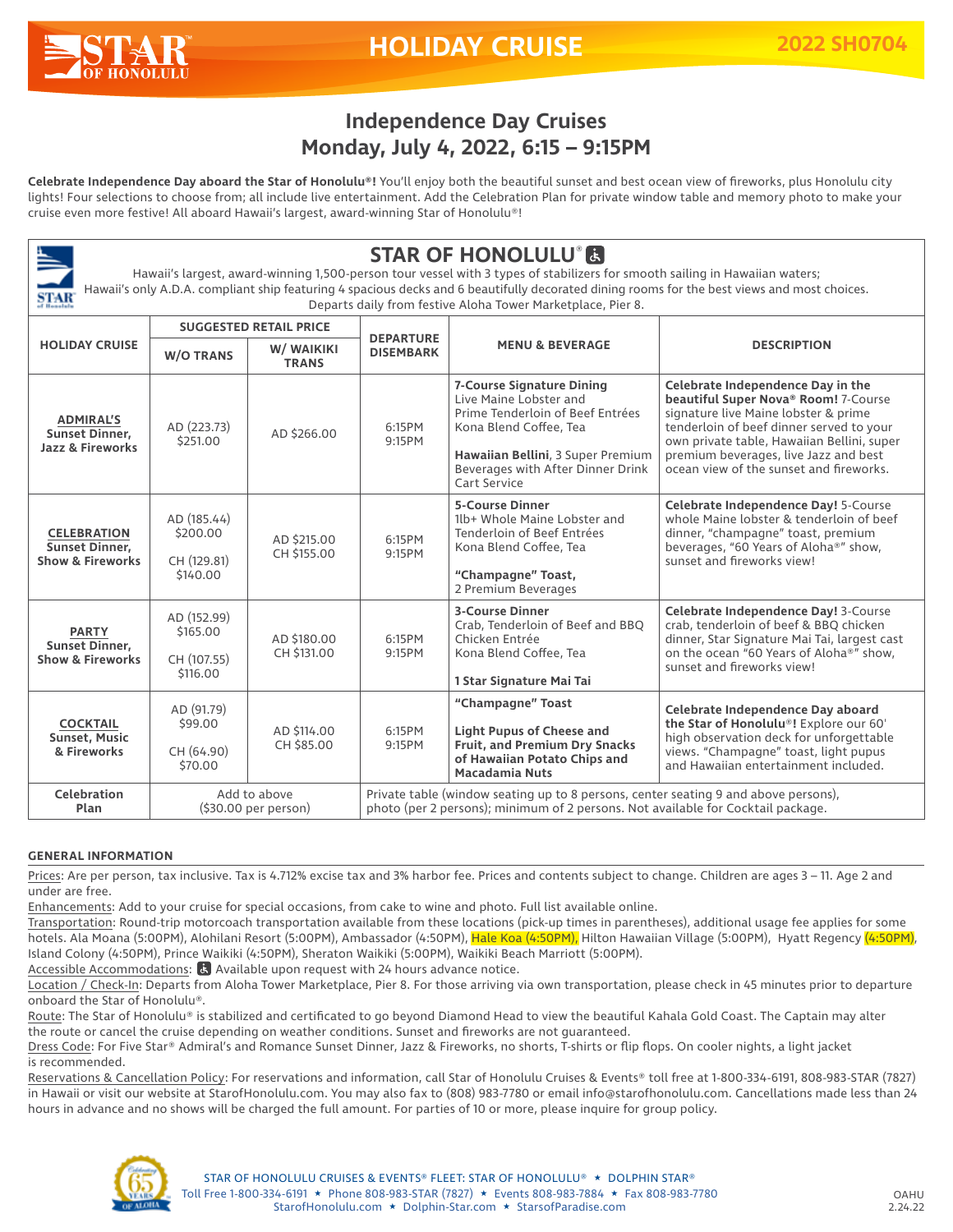# HOLIDAY CRUISE

2022 SH0704

## Independence Day Cruises
## Monday, July 4, 2022, 6:15 – 9:15PM

**Celebrate Independence Day aboard the Star of Honolulu®!** You'll enjoy both the beautiful sunset and best ocean view of fireworks, plus Honolulu city lights! Four selections to choose from; all include live entertainment. Add the Celebration Plan for private window table and memory photo to make your cruise even more festive! All aboard Hawaii's largest, award-winning Star of Honolulu®!

### STAR OF HONOLULU®

Hawaii's largest, award-winning 1,500-person tour vessel with 3 types of stabilizers for smooth sailing in Hawaiian waters; Hawaii's only A.D.A. compliant ship featuring 4 spacious decks and 6 beautifully decorated dining rooms for the best views and most choices. Departs daily from festive Aloha Tower Marketplace, Pier 8.

| HOLIDAY CRUISE | SUGGESTED RETAIL PRICE | | DEPARTURE DISEMBARK | MENU & BEVERAGE | DESCRIPTION |
|---|---|---|---|---|---|
| | W/O TRANS | W/ WAIKIKI TRANS | | | |
| **ADMIRAL'S** Sunset Dinner, Jazz & Fireworks | AD (223.73) $251.00 | AD $266.00 | 6:15PM 9:15PM | **7-Course Signature Dining** Live Maine Lobster and Prime Tenderloin of Beef Entrées Kona Blend Coffee, Tea **Hawaiian Bellini**, 3 Super Premium Beverages with After Dinner Drink Cart Service | **Celebrate Independence Day in the beautiful Super Nova® Room!** 7-Course signature live Maine lobster & prime tenderloin of beef dinner served to your own private table, Hawaiian Bellini, super premium beverages, live Jazz and best ocean view of the sunset and fireworks. |
| **CELEBRATION** Sunset Dinner, Show & Fireworks | AD (185.44) $200.00 CH (129.81) $140.00 | AD $215.00 CH $155.00 | 6:15PM 9:15PM | **5-Course Dinner** 1lb+ Whole Maine Lobster and Tenderloin of Beef Entrées Kona Blend Coffee, Tea **"Champagne" Toast,** 2 Premium Beverages | **Celebrate Independence Day!** 5-Course whole Maine lobster & tenderloin of beef dinner, "champagne" toast, premium beverages, "60 Years of Aloha®" show, sunset and fireworks view! |
| **PARTY** Sunset Dinner, Show & Fireworks | AD (152.99) $165.00 CH (107.55) $116.00 | AD $180.00 CH $131.00 | 6:15PM 9:15PM | **3-Course Dinner** Crab, Tenderloin of Beef and BBQ Chicken Entrée Kona Blend Coffee, Tea **1 Star Signature Mai Tai** | **Celebrate Independence Day!** 3-Course crab, tenderloin of beef & BBQ chicken dinner, Star Signature Mai Tai, largest cast on the ocean "60 Years of Aloha®" show, sunset and fireworks view! |
| **COCKTAIL** Sunset, Music & Fireworks | AD (91.79) $99.00 CH (64.90) $70.00 | AD $114.00 CH $85.00 | 6:15PM 9:15PM | **"Champagne" Toast** **Light Pupus of Cheese and Fruit, and Premium Dry Snacks of Hawaiian Potato Chips and Macadamia Nuts** | **Celebrate Independence Day aboard the Star of Honolulu®!** Explore our 60' high observation deck for unforgettable views. "Champagne" toast, light pupus and Hawaiian entertainment included. |
| **Celebration Plan** | Add to above ($30.00 per person) | | Private table (window seating up to 8 persons, center seating 9 and above persons), photo (per 2 persons); minimum of 2 persons. Not available for Cocktail package. | | |

#### GENERAL INFORMATION

Prices: Are per person, tax inclusive. Tax is 4.712% excise tax and 3% harbor fee. Prices and contents subject to change. Children are ages 3 – 11. Age 2 and under are free.

Enhancements: Add to your cruise for special occasions, from cake to wine and photo. Full list available online.

Transportation: Round-trip motorcoach transportation available from these locations (pick-up times in parentheses), additional usage fee applies for some hotels. Ala Moana (5:00PM), Alohilani Resort (5:00PM), Ambassador (4:50PM), Hale Koa (4:50PM), Hilton Hawaiian Village (5:00PM), Hyatt Regency (4:50PM), Island Colony (4:50PM), Prince Waikiki (4:50PM), Sheraton Waikiki (5:00PM), Waikiki Beach Marriott (5:00PM).

Accessible Accommodations: Available upon request with 24 hours advance notice.

Location / Check-In: Departs from Aloha Tower Marketplace, Pier 8. For those arriving via own transportation, please check in 45 minutes prior to departure onboard the Star of Honolulu®.

Route: The Star of Honolulu® is stabilized and certificated to go beyond Diamond Head to view the beautiful Kahala Gold Coast. The Captain may alter the route or cancel the cruise depending on weather conditions. Sunset and fireworks are not guaranteed.

Dress Code: For Five Star® Admiral's and Romance Sunset Dinner, Jazz & Fireworks, no shorts, T-shirts or flip flops. On cooler nights, a light jacket is recommended.

Reservations & Cancellation Policy: For reservations and information, call Star of Honolulu Cruises & Events® toll free at 1-800-334-6191, 808-983-STAR (7827) in Hawaii or visit our website at StarofHonolulu.com. You may also fax to (808) 983-7780 or email info@starofhonolulu.com. Cancellations made less than 24 hours in advance and no shows will be charged the full amount. For parties of 10 or more, please inquire for group policy.

STAR OF HONOLULU CRUISES & EVENTS® FLEET: STAR OF HONOLULU® ★ DOLPHIN STAR®
Toll Free 1-800-334-6191 ★ Phone 808-983-STAR (7827) ★ Events 808-983-7884 ★ Fax 808-983-7780
StarofHonolulu.com ★ Dolphin-Star.com ★ StarsofParadise.com

OAHU
2.24.22